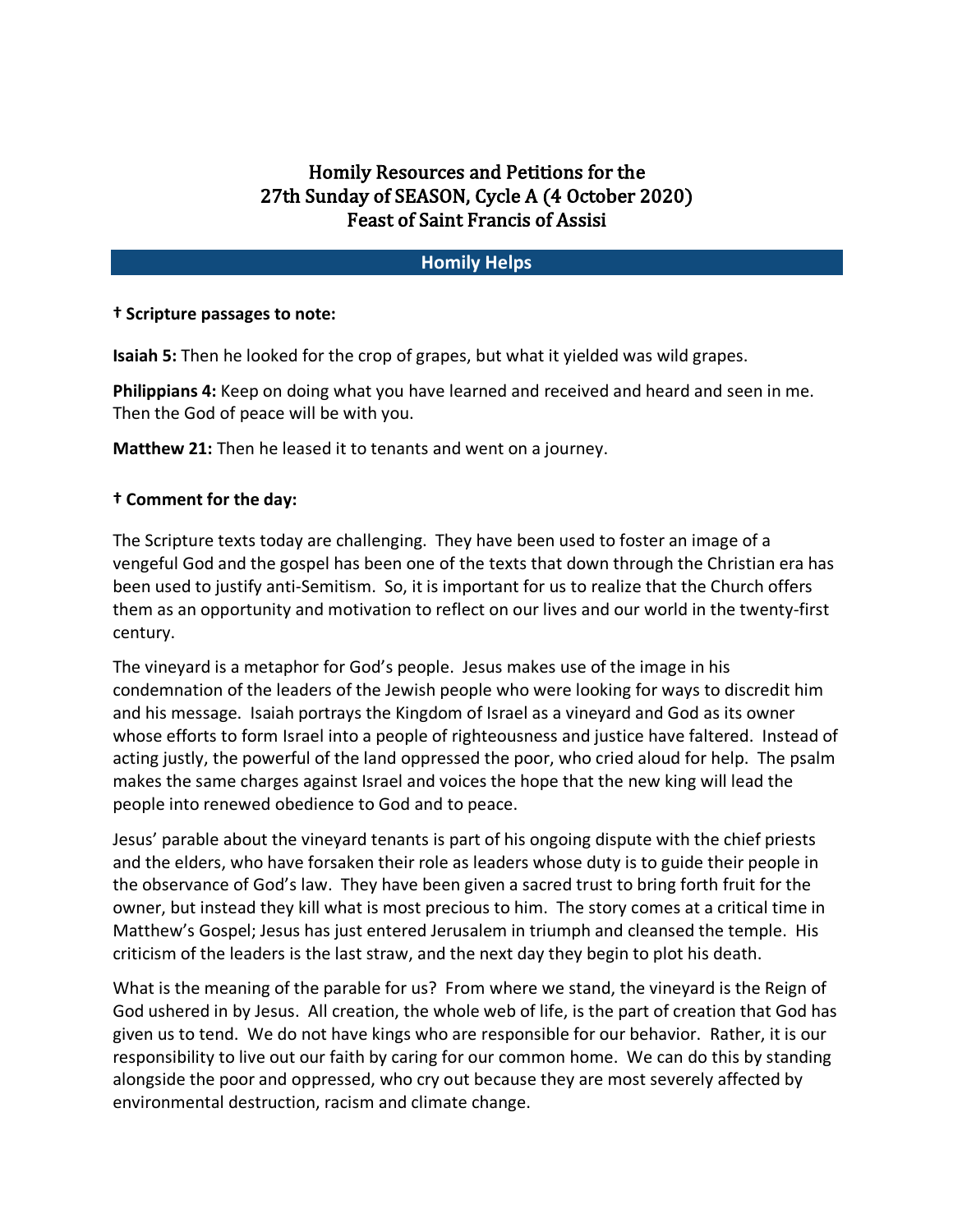# Homily Resources and Petitions for the 27th Sunday of SEASON, Cycle A (4 October 2020) Feast of Saint Francis of Assisi

## Homily Helps

**† Scripture passages to note:**

**Isaiah 5:** Then he looked for the crop of grapes, but what it yielded was wild grapes.

**Philippians 4:** Keep on doing what you have learned and received and heard and seen in me. Then the God of peace will be with you.

**Matthew 21:** Then he leased it to tenants and went on a journey.

**† Comment for the day:**

The Scripture texts today are challenging. They have been used to foster an image of a vengeful God and the gospel has been one of the texts that down through the Christian era has been used to justify anti-Semitism. So, it is important for us to realize that the Church offers them as an opportunity and motivation to reflect on our lives and our world in the twenty-first century.

The vineyard is a metaphor for God's people. Jesus makes use of the image in his condemnation of the leaders of the Jewish people who were looking for ways to discredit him and his message. Isaiah portrays the Kingdom of Israel as a vineyard and God as its owner whose efforts to form Israel into a people of righteousness and justice have faltered. Instead of acting justly, the powerful of the land oppressed the poor, who cried aloud for help. The psalm makes the same charges against Israel and voices the hope that the new king will lead the people into renewed obedience to God and to peace.

Jesus' parable about the vineyard tenants is part of his ongoing dispute with the chief priests and the elders, who have forsaken their role as leaders whose duty is to guide their people in the observance of God's law. They have been given a sacred trust to bring forth fruit for the owner, but instead they kill what is most precious to him. The story comes at a critical time in Matthew's Gospel; Jesus has just entered Jerusalem in triumph and cleansed the temple. His criticism of the leaders is the last straw, and the next day they begin to plot his death.

What is the meaning of the parable for us? From where we stand, the vineyard is the Reign of God ushered in by Jesus. All creation, the whole web of life, is the part of creation that God has given us to tend. We do not have kings who are responsible for our behavior. Rather, it is our responsibility to live out our faith by caring for our common home. We can do this by standing alongside the poor and oppressed, who cry out because they are most severely affected by environmental destruction, racism and climate change.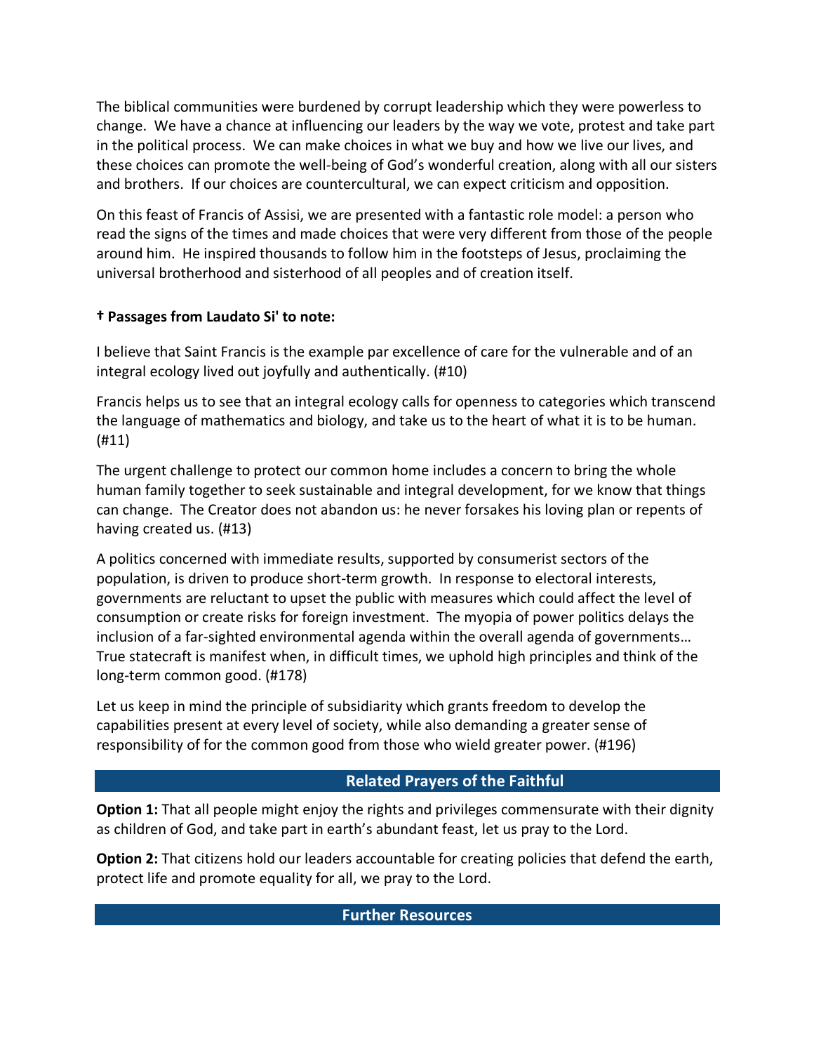The biblical communities were burdened by corrupt leadership which they were powerless to change. We have a chance at influencing our leaders by the way we vote, protest and take part in the political process. We can make choices in what we buy and how we live our lives, and these choices can promote the well-being of God's wonderful creation, along with all our sisters and brothers. If our choices are countercultural, we can expect criticism and opposition.

On this feast of Francis of Assisi, we are presented with a fantastic role model: a person who read the signs of the times and made choices that were very different from those of the people around him. He inspired thousands to follow him in the footsteps of Jesus, proclaiming the universal brotherhood and sisterhood of all peoples and of creation itself.

**† Passages from Laudato Si' to note:**

I believe that Saint Francis is the example par excellence of care for the vulnerable and of an integral ecology lived out joyfully and authentically. (#10)

Francis helps us to see that an integral ecology calls for openness to categories which transcend the language of mathematics and biology, and take us to the heart of what it is to be human. (#11)

The urgent challenge to protect our common home includes a concern to bring the whole human family together to seek sustainable and integral development, for we know that things can change. The Creator does not abandon us: he never forsakes his loving plan or repents of having created us. (#13)

A politics concerned with immediate results, supported by consumerist sectors of the population, is driven to produce short-term growth. In response to electoral interests, governments are reluctant to upset the public with measures which could affect the level of consumption or create risks for foreign investment. The myopia of power politics delays the inclusion of a far-sighted environmental agenda within the overall agenda of governments… True statecraft is manifest when, in difficult times, we uphold high principles and think of the long-term common good. (#178)

Let us keep in mind the principle of subsidiarity which grants freedom to develop the capabilities present at every level of society, while also demanding a greater sense of responsibility of for the common good from those who wield greater power. (#196)

## Related Prayers of the Faithful

**Option 1:** That all people might enjoy the rights and privileges commensurate with their dignity as children of God, and take part in earth's abundant feast, let us pray to the Lord.

**Option 2:** That citizens hold our leaders accountable for creating policies that defend the earth, protect life and promote equality for all, we pray to the Lord.

## Further Resources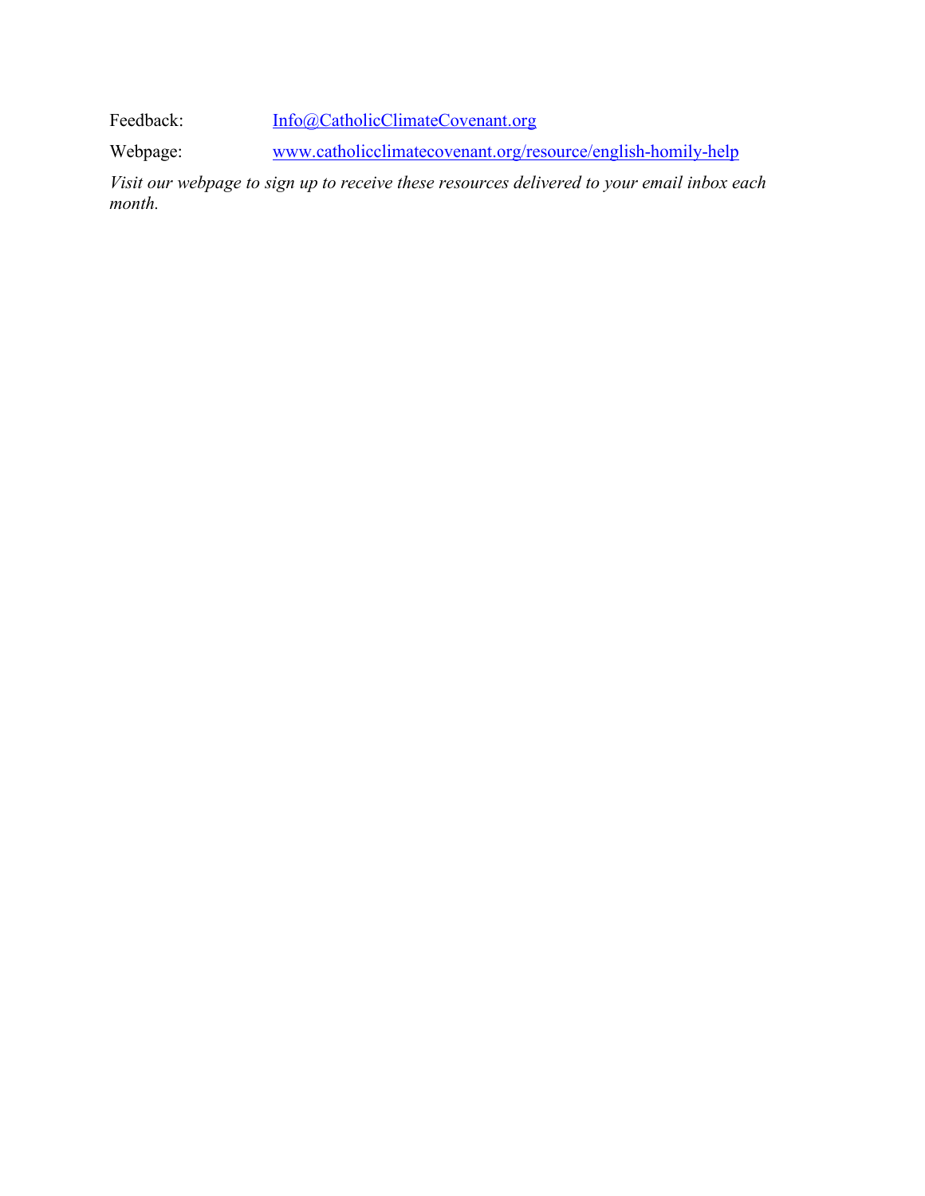Feedback: Info@CatholicClimateCovenant.org

Webpage: www.catholicclimatecovenant.org/resource/english-homily-help

*Visit our webpage to sign up to receive these resources delivered to your email inbox each month.*